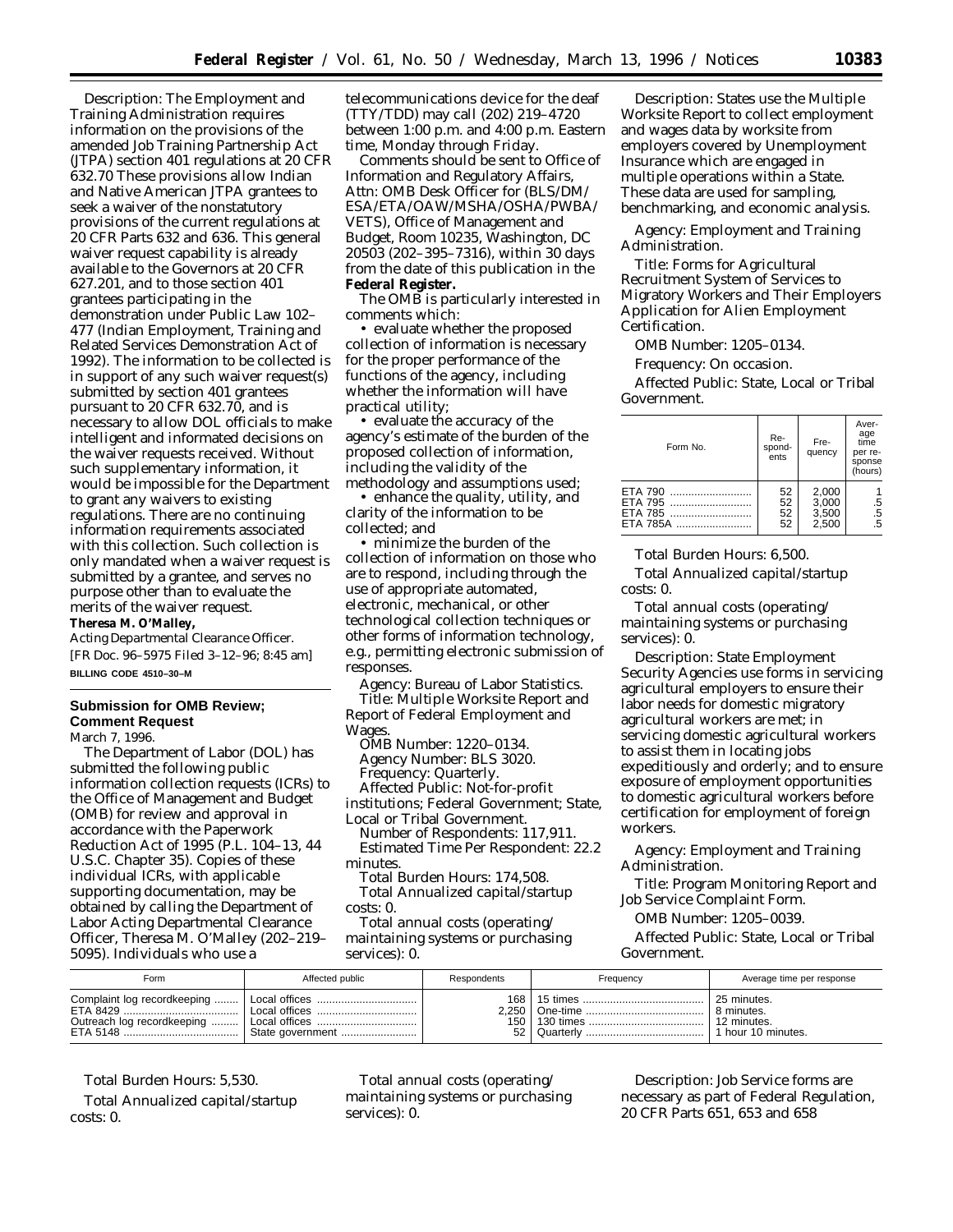Description: The Employment and Training Administration requires information on the provisions of the amended Job Training Partnership Act (JTPA) section 401 regulations at 20 CFR 632.70 These provisions allow Indian and Native American JTPA grantees to seek a waiver of the nonstatutory provisions of the current regulations at 20 CFR Parts 632 and 636. This general waiver request capability is already available to the Governors at 20 CFR 627.201, and to those section 401 grantees participating in the demonstration under Public Law 102–477 (Indian Employment, Training and Related Services Demonstration Act of 1992). The information to be collected is in support of any such waiver request(s) submitted by section 401 grantees pursuant to 20 CFR 632.70, and is necessary to allow DOL officials to make intelligent and informed decisions on the waiver requests received. Without such supplementary information, it would be impossible for the Department to grant any waivers to existing regulations. There are no continuing information requirements associated with this collection. Such collection is only mandated when a waiver request is submitted by a grantee, and serves no purpose other than to evaluate the merits of the waiver request.

**Theresa M. O'Malley,**

*Acting Departmental Clearance Officer.*

[FR Doc. 96–5975 Filed 3–12–96; 8:45 am]

**BILLING CODE 4510–30–M**

## Submission for OMB Review; Comment Request

March 7, 1996.

The Department of Labor (DOL) has submitted the following public information collection requests (ICRs) to the Office of Management and Budget (OMB) for review and approval in accordance with the Paperwork Reduction Act of 1995 (P.L. 104–13, 44 U.S.C. Chapter 35). Copies of these individual ICRs, with applicable supporting documentation, may be obtained by calling the Department of Labor Acting Departmental Clearance Officer, Theresa M. O'Malley (202–219–5095). Individuals who use a telecommunications device for the deaf (TTY/TDD) may call (202) 219–4720 between 1:00 p.m. and 4:00 p.m. Eastern time, Monday through Friday.

Comments should be sent to Office of Information and Regulatory Affairs, Attn: OMB Desk Officer for (BLS/DM/ESA/ETA/OAW/MSHA/OSHA/PWBA/VETS), Office of Management and Budget, Room 10235, Washington, DC 20503 (202–395–7316), within 30 days from the date of this publication in the **Federal Register.**

The OMB is particularly interested in comments which:

- evaluate whether the proposed collection of information is necessary for the proper performance of the functions of the agency, including whether the information will have practical utility;
- evaluate the accuracy of the agency's estimate of the burden of the proposed collection of information, including the validity of the methodology and assumptions used;
- enhance the quality, utility, and clarity of the information to be collected; and
- minimize the burden of the collection of information on those who are to respond, including through the use of appropriate automated, electronic, mechanical, or other technological collection techniques or other forms of information technology, e.g., permitting electronic submission of responses.

*Agency:* Bureau of Labor Statistics.

*Title:* Multiple Worksite Report and Report of Federal Employment and Wages.

*OMB Number:* 1220–0134.

*Agency Number:* BLS 3020.

*Frequency:* Quarterly.

*Affected Public:* Not-for-profit institutions; Federal Government; State, Local or Tribal Government.

*Number of Respondents:* 117,911.

*Estimated Time Per Respondent:* 22.2 minutes.

*Total Burden Hours:* 174,508.

*Total Annualized capital/startup costs:* 0.

*Total annual costs (operating/maintaining systems or purchasing services):* 0.

*Description:* States use the Multiple Worksite Report to collect employment and wages data by worksite from employers covered by Unemployment Insurance which are engaged in multiple operations within a State. These data are used for sampling, benchmarking, and economic analysis.

*Agency:* Employment and Training Administration.

*Title:* Forms for Agricultural Recruitment System of Services to Migratory Workers and Their Employers Application for Alien Employment Certification.

*OMB Number:* 1205–0134.

*Frequency:* On occasion.

*Affected Public:* State, Local or Tribal Government.

| Form No. | Respondents | Frequency | Average time per response (hours) |
|---|---|---|---|
| ETA 790 | 52 | 2,000 | 1 |
| ETA 795 | 52 | 3,000 | .5 |
| ETA 785 | 52 | 3,500 | .5 |
| ETA 785A | 52 | 2,500 | .5 |

*Total Burden Hours:* 6,500.

*Total Annualized capital/startup costs:* 0.

*Total annual costs (operating/maintaining systems or purchasing services):* 0.

*Description:* State Employment Security Agencies use forms in servicing agricultural employers to ensure their labor needs for domestic migratory agricultural workers are met; in servicing domestic agricultural workers to assist them in locating jobs expeditiously and orderly; and to ensure exposure of employment opportunities to domestic agricultural workers before certification for employment of foreign workers.

*Agency:* Employment and Training Administration.

*Title:* Program Monitoring Report and Job Service Complaint Form.

*OMB Number:* 1205–0039.

*Affected Public:* State, Local or Tribal Government.

| Form | Affected public | Respondents | Frequency | Average time per response |
|---|---|---|---|---|
| Complaint log recordkeeping | Local offices | 168 | 15 times | 25 minutes. |
| ETA 8429 | Local offices | 2,250 | One-time | 8 minutes. |
| Outreach log recordkeeping | Local offices | 150 | 130 times | 12 minutes. |
| ETA 5148 | State government | 52 | Quarterly | 1 hour 10 minutes. |

*Total Burden Hours:* 5,530.

*Total Annualized capital/startup costs:* 0.

*Total annual costs (operating/maintaining systems or purchasing services):* 0.

*Description:* Job Service forms are necessary as part of Federal Regulation, 20 CFR Parts 651, 653 and 658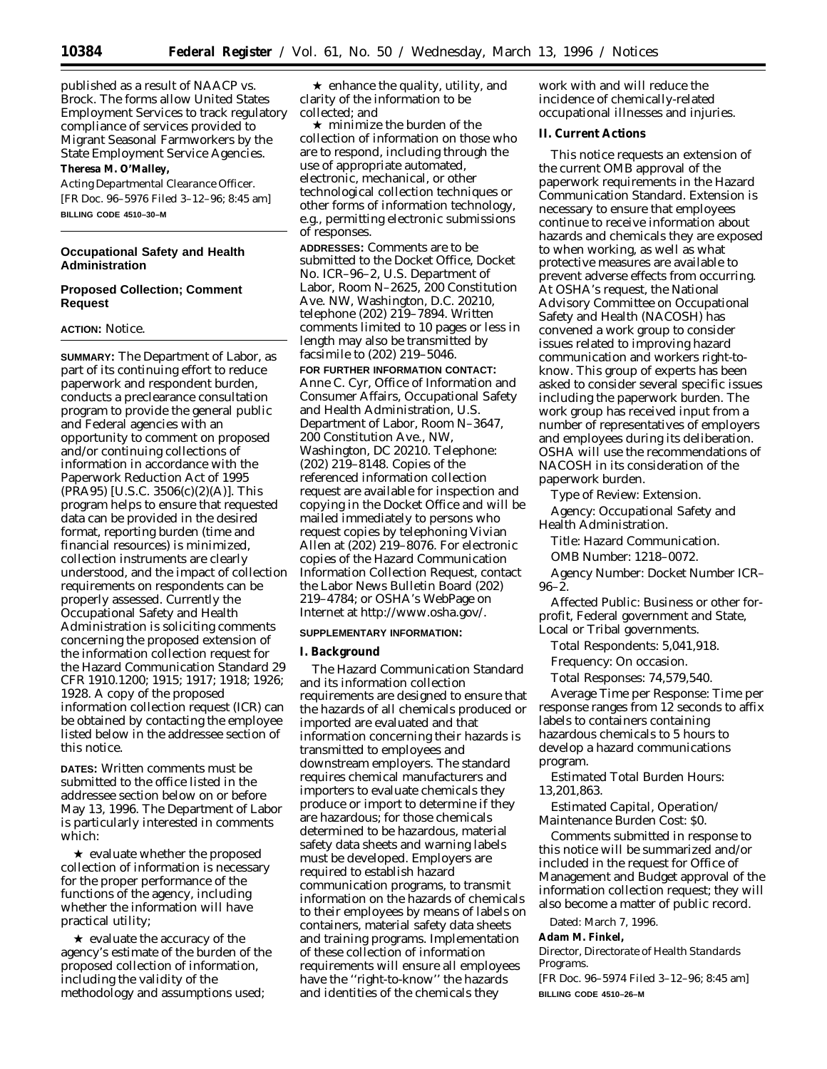published as a result of NAACP vs. Brock. The forms allow United States Employment Services to track regulatory compliance of services provided to Migrant Seasonal Farmworkers by the State Employment Service Agencies.

**Theresa M. O'Malley,**

*Acting Departmental Clearance Officer.*

[FR Doc. 96–5976 Filed 3–12–96; 8:45 am]

**BILLING CODE 4510–30–M**

## Occupational Safety and Health Administration

## Proposed Collection; Comment Request

**ACTION:** Notice.

**SUMMARY:** The Department of Labor, as part of its continuing effort to reduce paperwork and respondent burden, conducts a preclearance consultation program to provide the general public and Federal agencies with an opportunity to comment on proposed and/or continuing collections of information in accordance with the Paperwork Reduction Act of 1995 (PRA95) [U.S.C. 3506(c)(2)(A)]. This program helps to ensure that requested data can be provided in the desired format, reporting burden (time and financial resources) is minimized, collection instruments are clearly understood, and the impact of collection requirements on respondents can be properly assessed. Currently the Occupational Safety and Health Administration is soliciting comments concerning the proposed extension of the information collection request for the Hazard Communication Standard 29 CFR 1910.1200; 1915; 1917; 1918; 1926; 1928. A copy of the proposed information collection request (ICR) can be obtained by contacting the employee listed below in the addressee section of this notice.

**DATES:** Written comments must be submitted to the office listed in the addressee section below on or before May 13, 1996. The Department of Labor is particularly interested in comments which:

★ evaluate whether the proposed collection of information is necessary for the proper performance of the functions of the agency, including whether the information will have practical utility;

★ evaluate the accuracy of the agency's estimate of the burden of the proposed collection of information, including the validity of the methodology and assumptions used;

★ enhance the quality, utility, and clarity of the information to be collected; and

★ minimize the burden of the collection of information on those who are to respond, including through the use of appropriate automated, electronic, mechanical, or other technological collection techniques or other forms of information technology, e.g., permitting electronic submissions of responses.

**ADDRESSES:** Comments are to be submitted to the Docket Office, Docket No. ICR–96–2, U.S. Department of Labor, Room N–2625, 200 Constitution Ave. NW, Washington, D.C. 20210, telephone (202) 219–7894. Written comments limited to 10 pages or less in length may also be transmitted by facsimile to (202) 219–5046.

**FOR FURTHER INFORMATION CONTACT:** Anne C. Cyr, Office of Information and Consumer Affairs, Occupational Safety and Health Administration, U.S. Department of Labor, Room N–3647, 200 Constitution Ave., NW, Washington, DC 20210. Telephone: (202) 219–8148. Copies of the referenced information collection request are available for inspection and copying in the Docket Office and will be mailed immediately to persons who request copies by telephoning Vivian Allen at (202) 219–8076. For electronic copies of the Hazard Communication Information Collection Request, contact the Labor News Bulletin Board (202) 219–4784; or OSHA's WebPage on Internet at http://www.osha.gov/.

**SUPPLEMENTARY INFORMATION:**

### I. Background

The Hazard Communication Standard and its information collection requirements are designed to ensure that the hazards of all chemicals produced or imported are evaluated and that information concerning their hazards is transmitted to employees and downstream employers. The standard requires chemical manufacturers and importers to evaluate chemicals they produce or import to determine if they are hazardous; for those chemicals determined to be hazardous, material safety data sheets and warning labels must be developed. Employers are required to establish hazard communication programs, to transmit information on the hazards of chemicals to their employees by means of labels on containers, material safety data sheets and training programs. Implementation of these collection of information requirements will ensure all employees have the ''right-to-know'' the hazards and identities of the chemicals they work with and will reduce the incidence of chemically-related occupational illnesses and injuries.

### II. Current Actions

This notice requests an extension of the current OMB approval of the paperwork requirements in the Hazard Communication Standard. Extension is necessary to ensure that employees continue to receive information about hazards and chemicals they are exposed to when working, as well as what protective measures are available to prevent adverse effects from occurring. At OSHA's request, the National Advisory Committee on Occupational Safety and Health (NACOSH) has convened a work group to consider issues related to improving hazard communication and workers right-to-know. This group of experts has been asked to consider several specific issues including the paperwork burden. The work group has received input from a number of representatives of employers and employees during its deliberation. OSHA will use the recommendations of NACOSH in its consideration of the paperwork burden.

*Type of Review:* Extension.

*Agency:* Occupational Safety and Health Administration.

*Title:* Hazard Communication.

*OMB Number:* 1218–0072.

*Agency Number:* Docket Number ICR–96–2.

*Affected Public:* Business or other for-profit, Federal government and State, Local or Tribal governments.

*Total Respondents:* 5,041,918.

*Frequency:* On occasion.

*Total Responses:* 74,579,540.

*Average Time per Response:* Time per response ranges from 12 seconds to affix labels to containers containing hazardous chemicals to 5 hours to develop a hazard communications program.

*Estimated Total Burden Hours:* 13,201,863.

*Estimated Capital, Operation/Maintenance Burden Cost:* $0.

Comments submitted in response to this notice will be summarized and/or included in the request for Office of Management and Budget approval of the information collection request; they will also become a matter of public record.

Dated: March 7, 1996.

**Adam M. Finkel,**

*Director, Directorate of Health Standards Programs.*

[FR Doc. 96–5974 Filed 3–12–96; 8:45 am]

**BILLING CODE 4510–26–M**